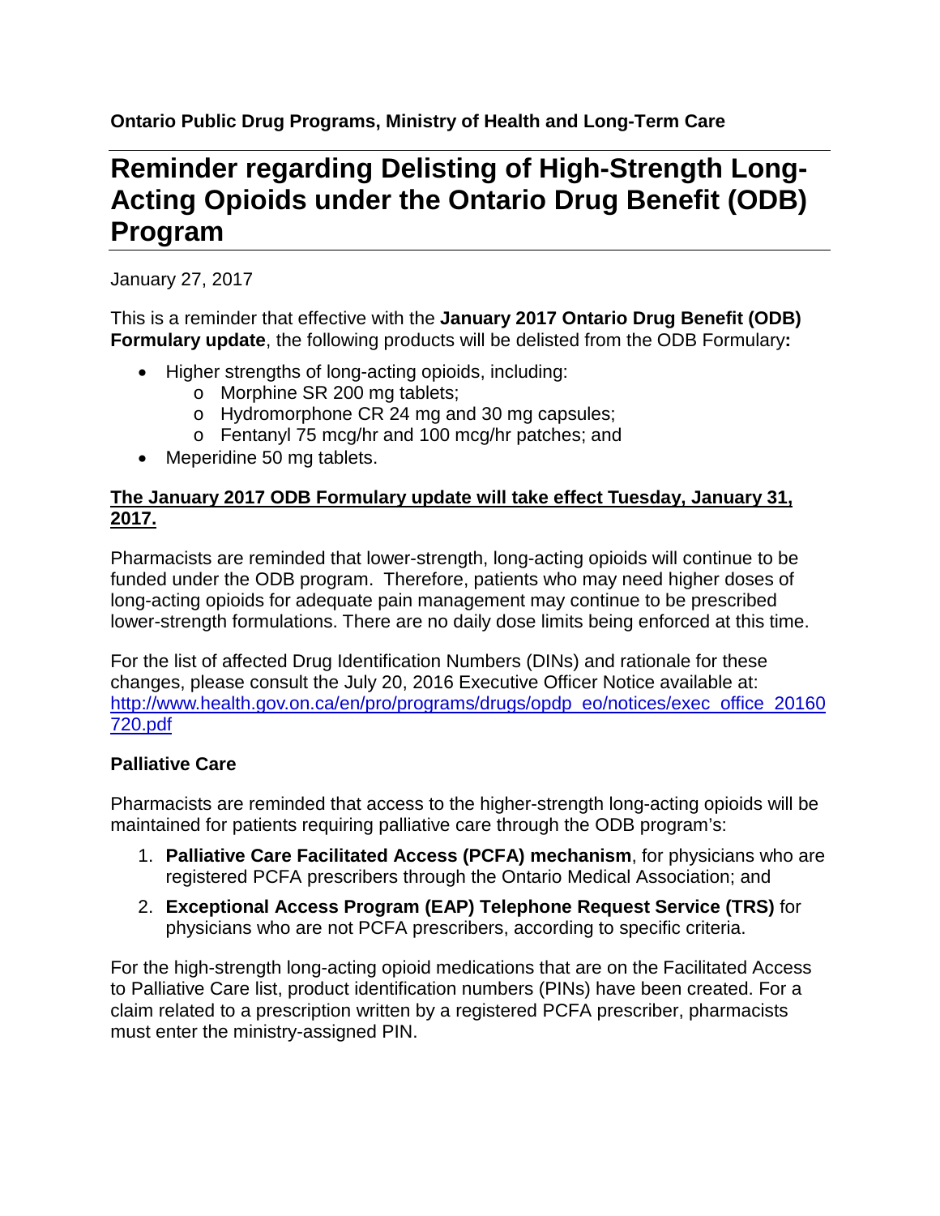**Ontario Public Drug Programs, Ministry of Health and Long-Term Care**

# Reminder regarding Delisting of High-Strength Long-Acting Opioids under the Ontario Drug Benefit (ODB) Program

January 27, 2017

This is a reminder that effective with the **January 2017 Ontario Drug Benefit (ODB) Formulary update**, the following products will be delisted from the ODB Formulary**:**

- Higher strengths of long-acting opioids, including:
  - Morphine SR 200 mg tablets;
  - Hydromorphone CR 24 mg and 30 mg capsules;
  - Fentanyl 75 mcg/hr and 100 mcg/hr patches; and
- Meperidine 50 mg tablets.

**The January 2017 ODB Formulary update will take effect Tuesday, January 31, 2017.**

Pharmacists are reminded that lower-strength, long-acting opioids will continue to be funded under the ODB program. Therefore, patients who may need higher doses of long-acting opioids for adequate pain management may continue to be prescribed lower-strength formulations. There are no daily dose limits being enforced at this time.

For the list of affected Drug Identification Numbers (DINs) and rationale for these changes, please consult the July 20, 2016 Executive Officer Notice available at: [http://www.health.gov.on.ca/en/pro/programs/drugs/opdp_eo/notices/exec_office_20160720.pdf](http://www.health.gov.on.ca/en/pro/programs/drugs/opdp_eo/notices/exec_office_20160720.pdf)

**Palliative Care**

Pharmacists are reminded that access to the higher-strength long-acting opioids will be maintained for patients requiring palliative care through the ODB program's:

1. **Palliative Care Facilitated Access (PCFA) mechanism**, for physicians who are registered PCFA prescribers through the Ontario Medical Association; and
2. **Exceptional Access Program (EAP) Telephone Request Service (TRS)** for physicians who are not PCFA prescribers, according to specific criteria.

For the high-strength long-acting opioid medications that are on the Facilitated Access to Palliative Care list, product identification numbers (PINs) have been created. For a claim related to a prescription written by a registered PCFA prescriber, pharmacists must enter the ministry-assigned PIN.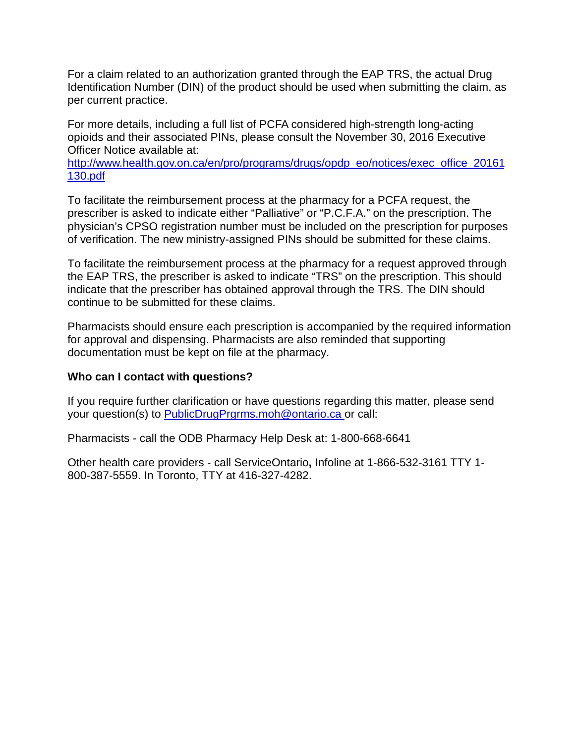For a claim related to an authorization granted through the EAP TRS, the actual Drug Identification Number (DIN) of the product should be used when submitting the claim, as per current practice.

For more details, including a full list of PCFA considered high-strength long-acting opioids and their associated PINs, please consult the November 30, 2016 Executive Officer Notice available at:
http://www.health.gov.on.ca/en/pro/programs/drugs/opdp_eo/notices/exec_office_20161130.pdf

To facilitate the reimbursement process at the pharmacy for a PCFA request, the prescriber is asked to indicate either "Palliative" or "P.C.F.A." on the prescription. The physician's CPSO registration number must be included on the prescription for purposes of verification. The new ministry-assigned PINs should be submitted for these claims.

To facilitate the reimbursement process at the pharmacy for a request approved through the EAP TRS, the prescriber is asked to indicate "TRS" on the prescription. This should indicate that the prescriber has obtained approval through the TRS. The DIN should continue to be submitted for these claims.

Pharmacists should ensure each prescription is accompanied by the required information for approval and dispensing. Pharmacists are also reminded that supporting documentation must be kept on file at the pharmacy.

**Who can I contact with questions?**

If you require further clarification or have questions regarding this matter, please send your question(s) to PublicDrugPrgrms.moh@ontario.ca or call:

Pharmacists - call the ODB Pharmacy Help Desk at: 1-800-668-6641

Other health care providers - call ServiceOntario**,** Infoline at 1-866-532-3161 TTY 1-800-387-5559. In Toronto, TTY at 416-327-4282.